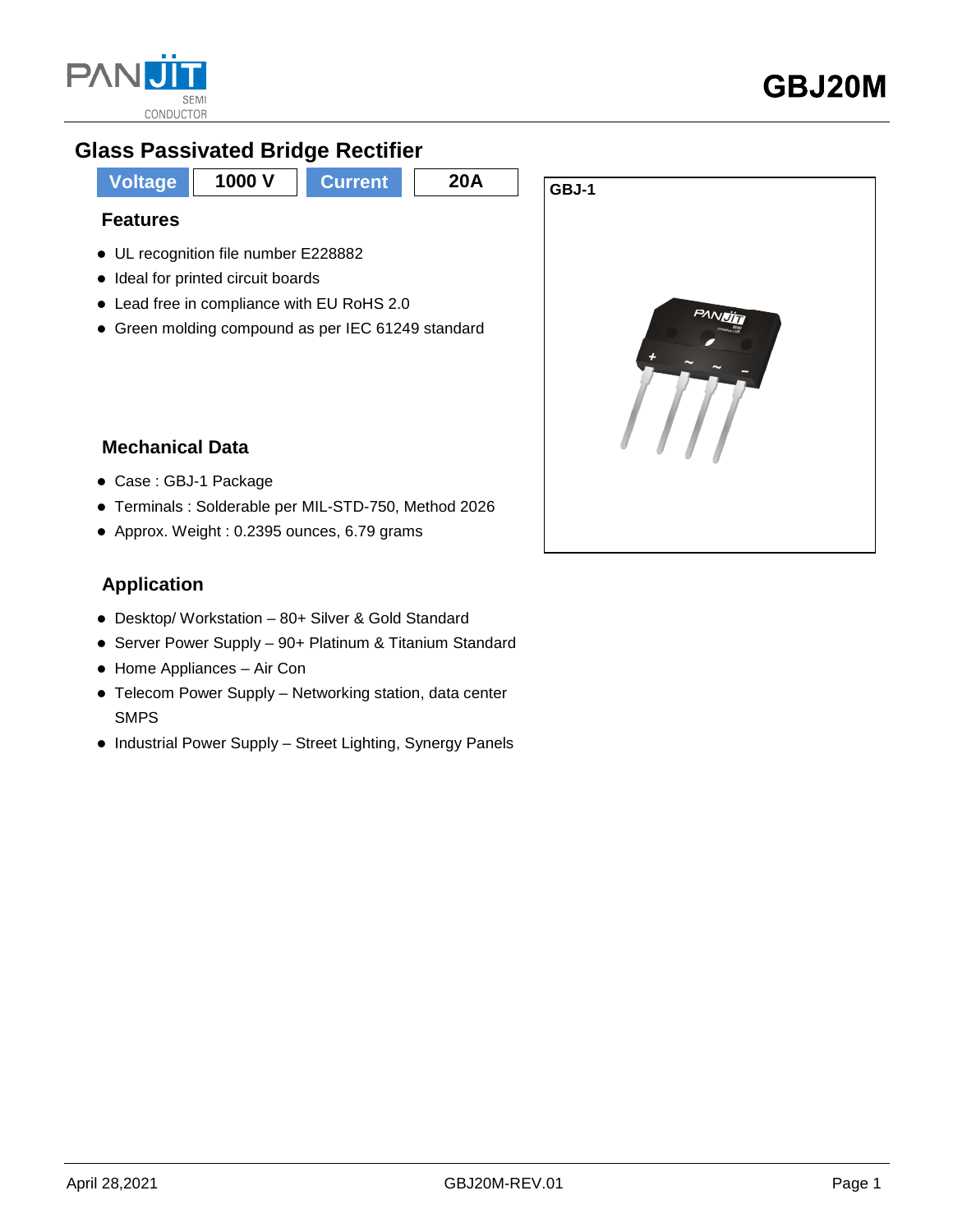# GBJ20M

## Glass Passivated Bridge Rectifier

| Voltage | 1000 V | Current | 20A |
| --- | --- | --- | --- |

GBJ-1

### Features

- UL recognition file number E228882
- Ideal for printed circuit boards
- Lead free in compliance with EU RoHS 2.0
- Green molding compound as per IEC 61249 standard

### Mechanical Data

- Case : GBJ-1 Package
- Terminals : Solderable per MIL-STD-750, Method 2026
- Approx. Weight : 0.2395 ounces, 6.79 grams

### Application

- Desktop/ Workstation – 80+ Silver & Gold Standard
- Server Power Supply – 90+ Platinum & Titanium Standard
- Home Appliances – Air Con
- Telecom Power Supply – Networking station, data center SMPS
- Industrial Power Supply – Street Lighting, Synergy Panels

April 28,2021 GBJ20M-REV.01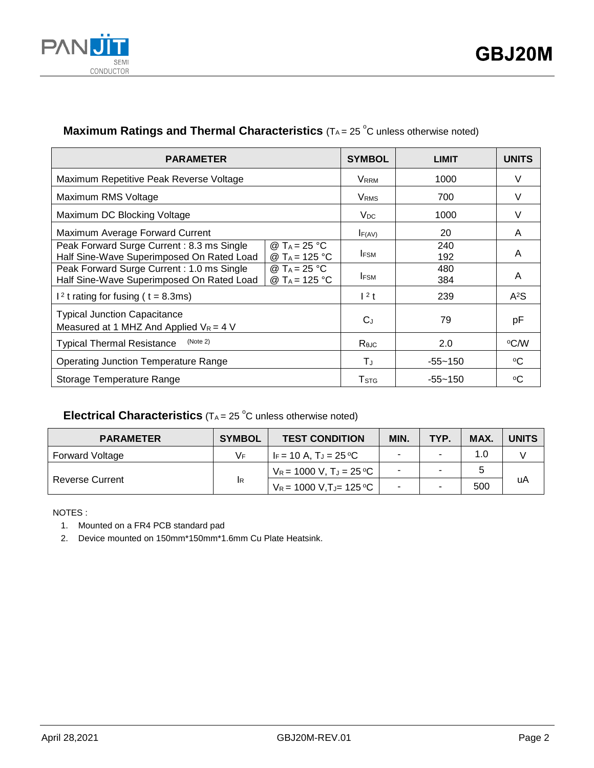## Maximum Ratings and Thermal Characteristics ($T_A = 25\ ^oC$ unless otherwise noted)

| PARAMETER | | SYMBOL | LIMIT | UNITS |
|---|---|---|---|---|
| Maximum Repetitive Peak Reverse Voltage | | $V_{RRM}$ | 1000 | V |
| Maximum RMS Voltage | | $V_{RMS}$ | 700 | V |
| Maximum DC Blocking Voltage | | $V_{DC}$ | 1000 | V |
| Maximum Average Forward Current | | $I_{F(AV)}$ | 20 | A |
| Peak Forward Surge Current : 8.3 ms Single Half Sine-Wave Superimposed On Rated Load | @ $T_A = 25\ °C$<br>@ $T_A = 125\ °C$ | $I_{FSM}$ | 240<br>192 | A |
| Peak Forward Surge Current : 1.0 ms Single Half Sine-Wave Superimposed On Rated Load | @ $T_A = 25\ °C$<br>@ $T_A = 125\ °C$ | $I_{FSM}$ | 480<br>384 | A |
| $I^2t$ rating for fusing ( t = 8.3ms) | | $I^2t$ | 239 | $A^2S$ |
| Typical Junction Capacitance Measured at 1 MHZ And Applied $V_R = 4$ V | | $C_J$ | 79 | pF |
| Typical Thermal Resistance (Note 2) | | $R_{\theta JC}$ | 2.0 | $^oC/W$ |
| Operating Junction Temperature Range | | $T_J$ | -55~150 | $^oC$ |
| Storage Temperature Range | | $T_{STG}$ | -55~150 | $^oC$ |

## Electrical Characteristics ($T_A = 25\ ^oC$ unless otherwise noted)

| PARAMETER | SYMBOL | TEST CONDITION | MIN. | TYP. | MAX. | UNITS |
|---|---|---|---|---|---|---|
| Forward Voltage | $V_F$ | $I_F = 10$ A, $T_J = 25\ ^oC$ | - | - | 1.0 | V |
| Reverse Current | $I_R$ | $V_R = 1000$ V, $T_J = 25\ ^oC$ | - | - | 5 | uA |
| | | $V_R = 1000$ V, $T_J = 125\ ^oC$ | - | - | 500 | |

NOTES :

1. Mounted on a FR4 PCB standard pad
2. Device mounted on 150mm*150mm*1.6mm Cu Plate Heatsink.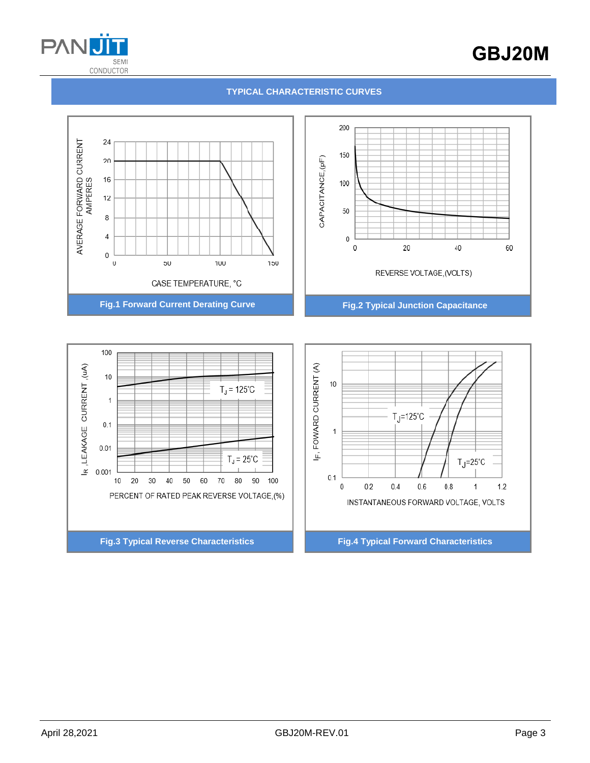## TYPICAL CHARACTERISTIC CURVES

AVERAGE FORWARD CURRENT AMPERES

0 4 8 12 16 20 24

0 50 100 150

CASE TEMPERATURE, °C

**Fig.1 Forward Current Derating Curve**

CAPACITANCE,(pF)

0 50 100 150 200

0 20 40 60

REVERSE VOLTAGE,(VOLTS)

**Fig.2 Typical Junction Capacitance**

$I_R$ ,LEAKAGE CURRENT ,(uA)

0.001 0.01 0.1 1 10 100

$T_J$ = 125°C

$T_J$ = 25°C

10 20 30 40 50 60 70 80 90 100

PERCENT OF RATED PEAK REVERSE VOLTAGE,(%)

**Fig.3 Typical Reverse Characteristics**

$I_F$, FOWARD CURRENT (A)

0.1 1 10

$T_J$=125°C

$T_J$=25°C

0 0.2 0.4 0.6 0.8 1 1.2

INSTANTANEOUS FORWARD VOLTAGE, VOLTS

**Fig.4 Typical Forward Characteristics**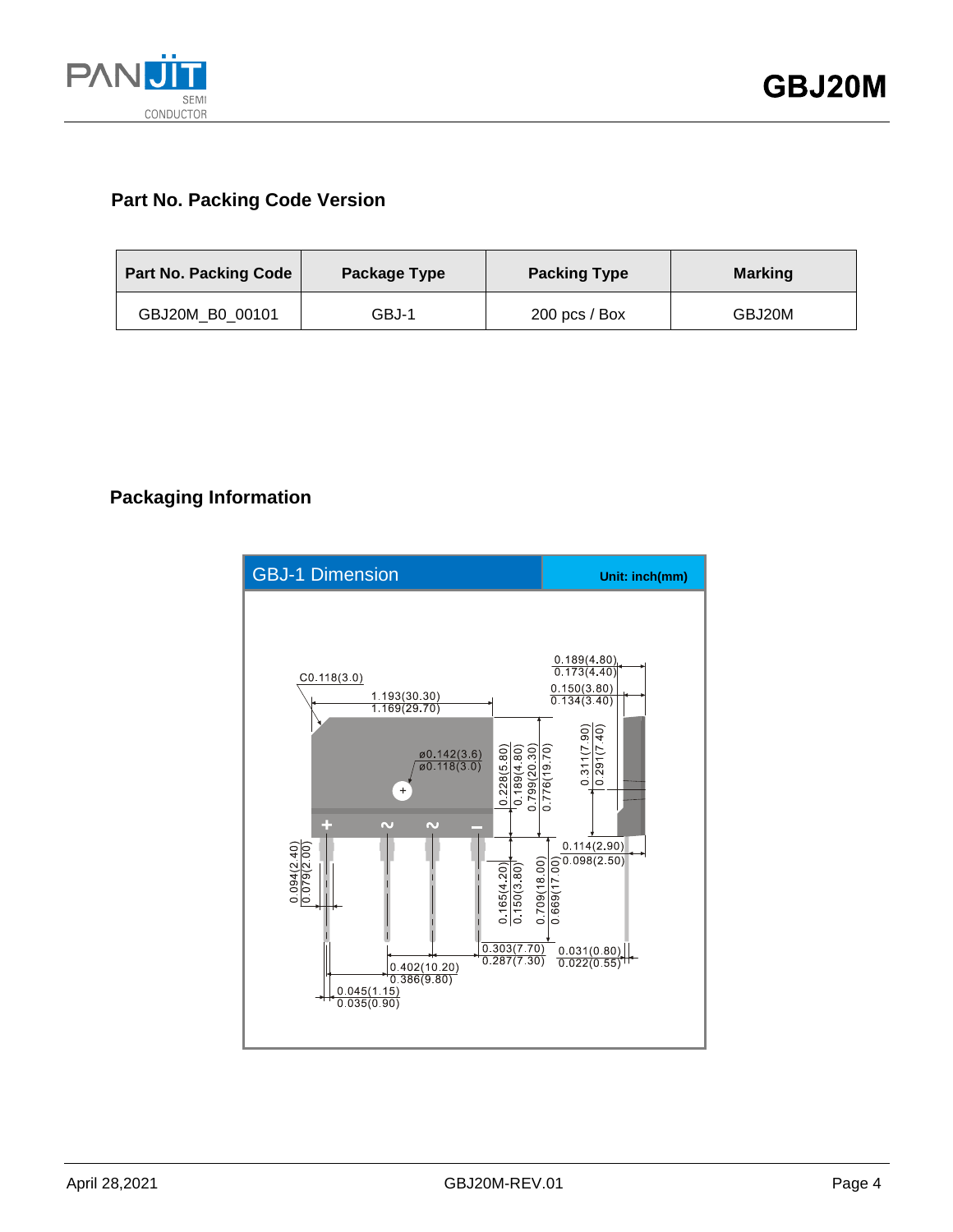## Part No. Packing Code Version

| Part No. Packing Code | Package Type | Packing Type | Marking |
| --- | --- | --- | --- |
| GBJ20M_B0_00101 | GBJ-1 | 200 pcs / Box | GBJ20M |

## Packaging Information

GBJ-1 Dimension

Unit: inch(mm)

C0.118(3.0)

1.193(30.30)
1.169(29.70)

ø0.142(3.6)
ø0.118(3.0)

0.228(5.80)
0.189(4.80)

0.799(20.30)
0.776(19.70)

0.189(4.80)
0.173(4.40)

0.150(3.80)
0.134(3.40)

0.311(7.90)
0.291(7.40)

0.114(2.90)
0.098(2.50)

0.094(2.40)
0.079(2.00)

0.165(4.20)
0.150(3.80)

0.709(18.00)
0.669(17.00)

0.303(7.70)
0.287(7.30)

0.031(0.80)
0.022(0.55)

0.402(10.20)
0.386(9.80)

0.045(1.15)
0.035(0.90)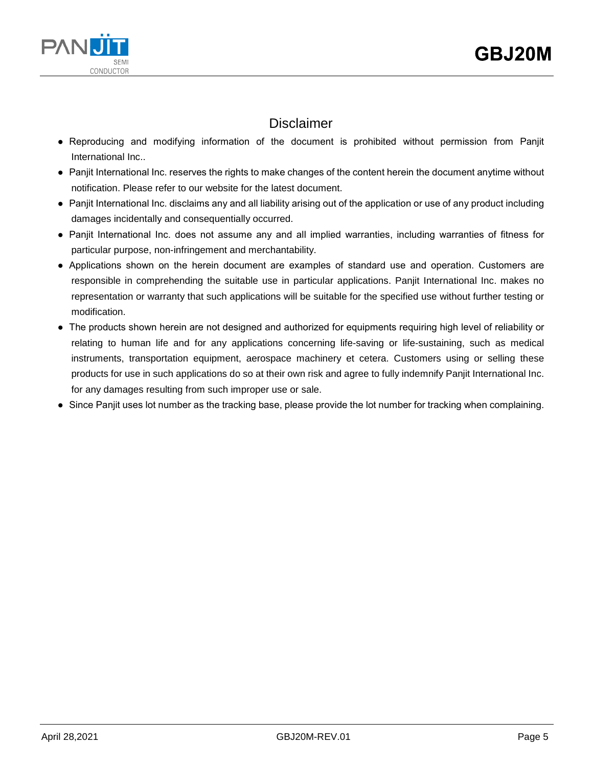## Disclaimer

- Reproducing and modifying information of the document is prohibited without permission from Panjit International Inc..
- Panjit International Inc. reserves the rights to make changes of the content herein the document anytime without notification. Please refer to our website for the latest document.
- Panjit International Inc. disclaims any and all liability arising out of the application or use of any product including damages incidentally and consequentially occurred.
- Panjit International Inc. does not assume any and all implied warranties, including warranties of fitness for particular purpose, non-infringement and merchantability.
- Applications shown on the herein document are examples of standard use and operation. Customers are responsible in comprehending the suitable use in particular applications. Panjit International Inc. makes no representation or warranty that such applications will be suitable for the specified use without further testing or modification.
- The products shown herein are not designed and authorized for equipments requiring high level of reliability or relating to human life and for any applications concerning life-saving or life-sustaining, such as medical instruments, transportation equipment, aerospace machinery et cetera. Customers using or selling these products for use in such applications do so at their own risk and agree to fully indemnify Panjit International Inc. for any damages resulting from such improper use or sale.
- Since Panjit uses lot number as the tracking base, please provide the lot number for tracking when complaining.